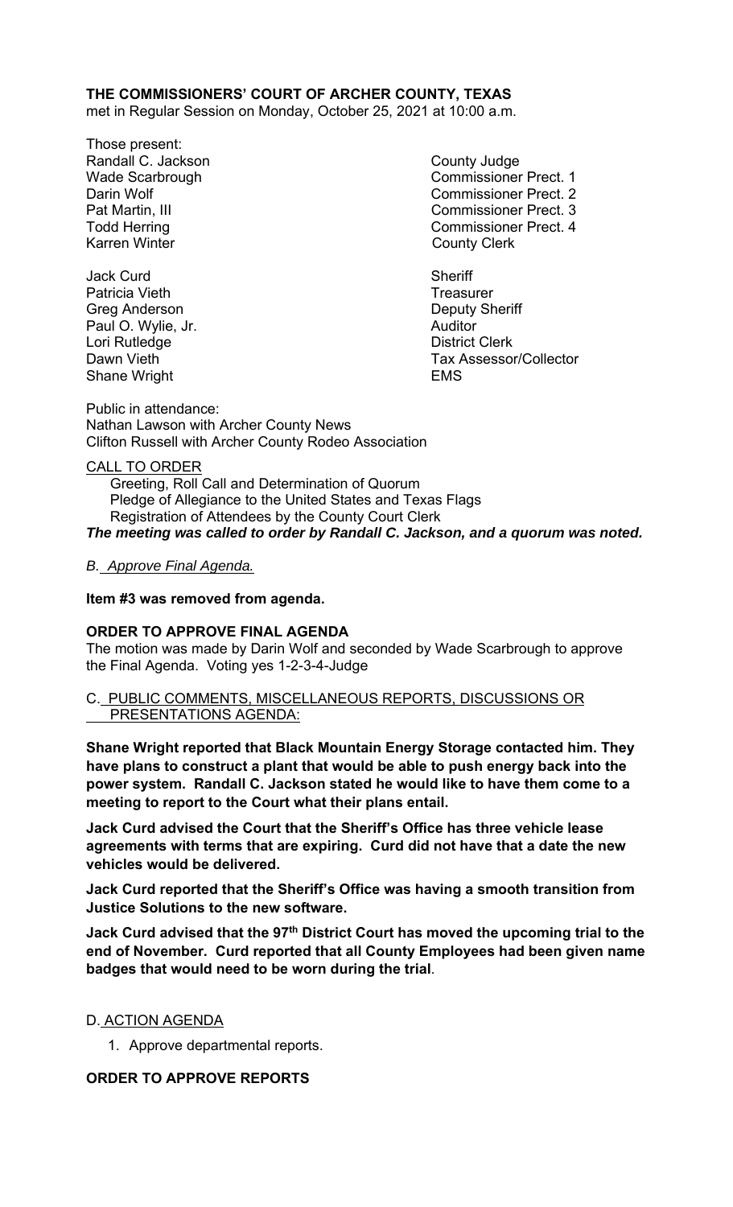**THE COMMISSIONERS' COURT OF ARCHER COUNTY, TEXAS**
met in Regular Session on Monday, October 25, 2021 at 10:00 a.m.

Those present:

| | |
|---|---|
| Randall C. Jackson | County Judge |
| Wade Scarbrough | Commissioner Prect. 1 |
| Darin Wolf | Commissioner Prect. 2 |
| Pat Martin, III | Commissioner Prect. 3 |
| Todd Herring | Commissioner Prect. 4 |
| Karren Winter | County Clerk |
| | |
| Jack Curd | Sheriff |
| Patricia Vieth | Treasurer |
| Greg Anderson | Deputy Sheriff |
| Paul O. Wylie, Jr. | Auditor |
| Lori Rutledge | District Clerk |
| Dawn Vieth | Tax Assessor/Collector |
| Shane Wright | EMS |

Public in attendance:
Nathan Lawson with Archer County News
Clifton Russell with Archer County Rodeo Association

CALL TO ORDER

Greeting, Roll Call and Determination of Quorum
Pledge of Allegiance to the United States and Texas Flags
Registration of Attendees by the County Court Clerk

***The meeting was called to order by Randall C. Jackson, and a quorum was noted.***

*B. Approve Final Agenda.*

**Item #3 was removed from agenda.**

**ORDER TO APPROVE FINAL AGENDA**

The motion was made by Darin Wolf and seconded by Wade Scarbrough to approve the Final Agenda. Voting yes 1-2-3-4-Judge

C. PUBLIC COMMENTS, MISCELLANEOUS REPORTS, DISCUSSIONS OR PRESENTATIONS AGENDA:

**Shane Wright reported that Black Mountain Energy Storage contacted him. They have plans to construct a plant that would be able to push energy back into the power system. Randall C. Jackson stated he would like to have them come to a meeting to report to the Court what their plans entail.**

**Jack Curd advised the Court that the Sheriff's Office has three vehicle lease agreements with terms that are expiring. Curd did not have that a date the new vehicles would be delivered.**

**Jack Curd reported that the Sheriff's Office was having a smooth transition from Justice Solutions to the new software.**

**Jack Curd advised that the 97th District Court has moved the upcoming trial to the end of November. Curd reported that all County Employees had been given name badges that would need to be worn during the trial**.

D. ACTION AGENDA

1. Approve departmental reports.

**ORDER TO APPROVE REPORTS**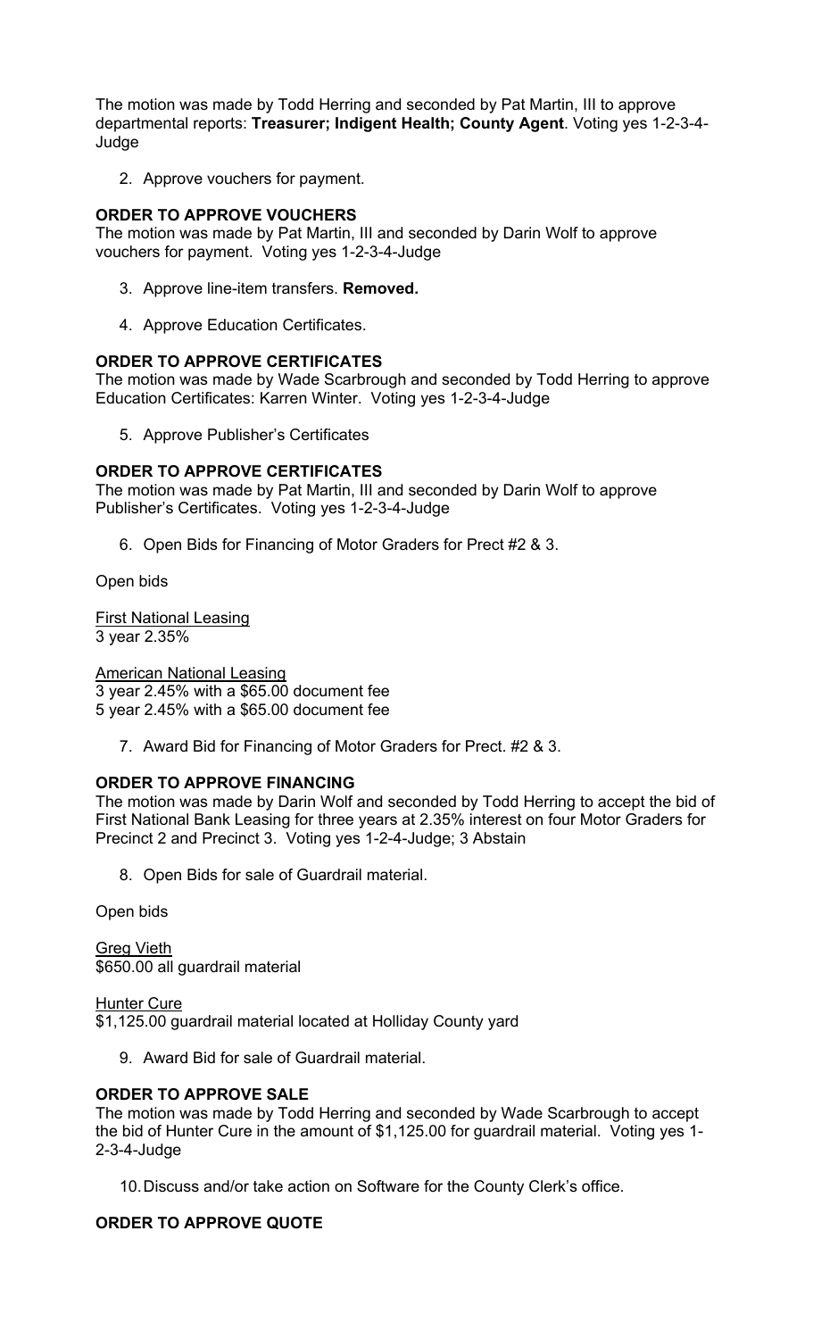The motion was made by Todd Herring and seconded by Pat Martin, III to approve departmental reports: **Treasurer; Indigent Health; County Agent**. Voting yes 1-2-3-4-Judge

2. Approve vouchers for payment.

**ORDER TO APPROVE VOUCHERS**

The motion was made by Pat Martin, III and seconded by Darin Wolf to approve vouchers for payment. Voting yes 1-2-3-4-Judge

3. Approve line-item transfers. **Removed.**

4. Approve Education Certificates.

**ORDER TO APPROVE CERTIFICATES**

The motion was made by Wade Scarbrough and seconded by Todd Herring to approve Education Certificates: Karren Winter. Voting yes 1-2-3-4-Judge

5. Approve Publisher's Certificates

**ORDER TO APPROVE CERTIFICATES**

The motion was made by Pat Martin, III and seconded by Darin Wolf to approve Publisher's Certificates. Voting yes 1-2-3-4-Judge

6. Open Bids for Financing of Motor Graders for Prect #2 & 3.

Open bids

<u>First National Leasing</u>
3 year 2.35%

<u>American National Leasing</u>
3 year 2.45% with a $65.00 document fee
5 year 2.45% with a $65.00 document fee

7. Award Bid for Financing of Motor Graders for Prect. #2 & 3.

**ORDER TO APPROVE FINANCING**

The motion was made by Darin Wolf and seconded by Todd Herring to accept the bid of First National Bank Leasing for three years at 2.35% interest on four Motor Graders for Precinct 2 and Precinct 3. Voting yes 1-2-4-Judge; 3 Abstain

8. Open Bids for sale of Guardrail material.

Open bids

<u>Greg Vieth</u>
$650.00 all guardrail material

<u>Hunter Cure</u>
$1,125.00 guardrail material located at Holliday County yard

9. Award Bid for sale of Guardrail material.

**ORDER TO APPROVE SALE**

The motion was made by Todd Herring and seconded by Wade Scarbrough to accept the bid of Hunter Cure in the amount of $1,125.00 for guardrail material. Voting yes 1-2-3-4-Judge

10. Discuss and/or take action on Software for the County Clerk's office.

**ORDER TO APPROVE QUOTE**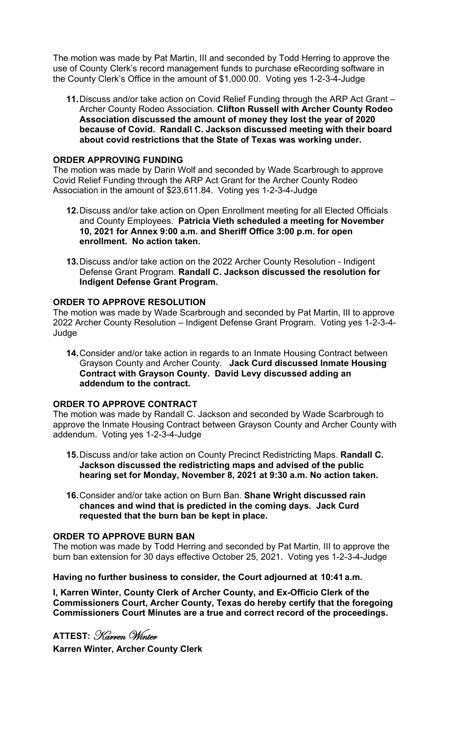The motion was made by Pat Martin, III and seconded by Todd Herring to approve the use of County Clerk's record management funds to purchase eRecording software in the County Clerk's Office in the amount of $1,000.00. Voting yes 1-2-3-4-Judge

11. Discuss and/or take action on Covid Relief Funding through the ARP Act Grant – Archer County Rodeo Association. **Clifton Russell with Archer County Rodeo Association discussed the amount of money they lost the year of 2020 because of Covid. Randall C. Jackson discussed meeting with their board about covid restrictions that the State of Texas was working under.**

**ORDER APPROVING FUNDING**

The motion was made by Darin Wolf and seconded by Wade Scarbrough to approve Covid Relief Funding through the ARP Act Grant for the Archer County Rodeo Association in the amount of $23,611.84. Voting yes 1-2-3-4-Judge

12. Discuss and/or take action on Open Enrollment meeting for all Elected Officials and County Employees. **Patricia Vieth scheduled a meeting for November 10, 2021 for Annex 9:00 a.m. and Sheriff Office 3:00 p.m. for open enrollment. No action taken.**

13. Discuss and/or take action on the 2022 Archer County Resolution - Indigent Defense Grant Program. **Randall C. Jackson discussed the resolution for Indigent Defense Grant Program.**

**ORDER TO APPROVE RESOLUTION**

The motion was made by Wade Scarbrough and seconded by Pat Martin, III to approve 2022 Archer County Resolution – Indigent Defense Grant Program. Voting yes 1-2-3-4-Judge

14. Consider and/or take action in regards to an Inmate Housing Contract between Grayson County and Archer County. **Jack Curd discussed Inmate Housing Contract with Grayson County. David Levy discussed adding an addendum to the contract.**

**ORDER TO APPROVE CONTRACT**

The motion was made by Randall C. Jackson and seconded by Wade Scarbrough to approve the Inmate Housing Contract between Grayson County and Archer County with addendum. Voting yes 1-2-3-4-Judge

15. Discuss and/or take action on County Precinct Redistricting Maps. **Randall C. Jackson discussed the redistricting maps and advised of the public hearing set for Monday, November 8, 2021 at 9:30 a.m. No action taken.**

16. Consider and/or take action on Burn Ban. **Shane Wright discussed rain chances and wind that is predicted in the coming days. Jack Curd requested that the burn ban be kept in place.**

**ORDER TO APPROVE BURN BAN**

The motion was made by Todd Herring and seconded by Pat Martin, III to approve the burn ban extension for 30 days effective October 25, 2021. Voting yes 1-2-3-4-Judge

**Having no further business to consider, the Court adjourned at 10:41 a.m.**

**I, Karren Winter, County Clerk of Archer County, and Ex-Officio Clerk of the Commissioners Court, Archer County, Texas do hereby certify that the foregoing Commissioners Court Minutes are a true and correct record of the proceedings.**

**ATTEST:** *Karren Winter*

**Karren Winter, Archer County Clerk**